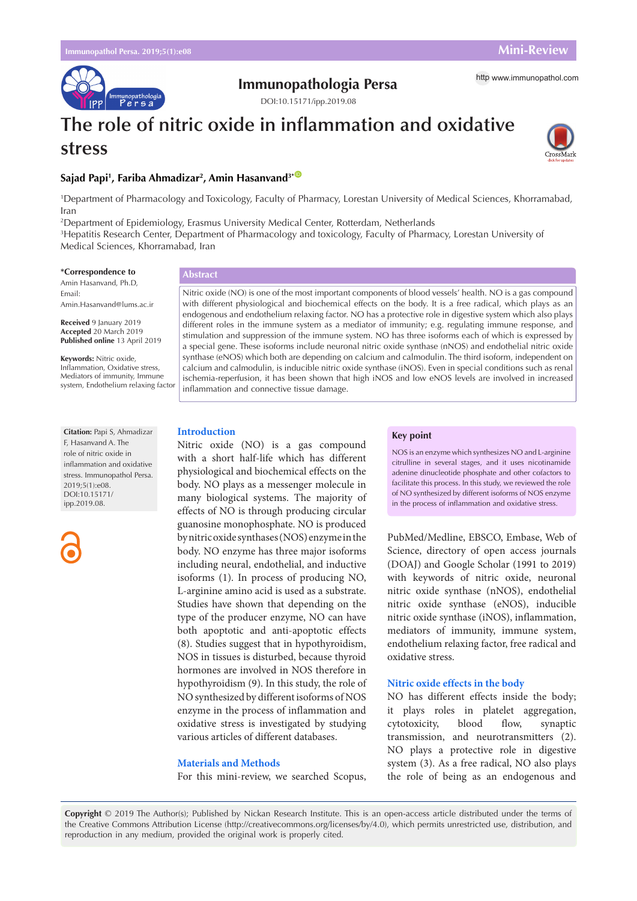Mini-Review

Immunopathologia Persa

DOI:10.15171/ipp.2019.08

http www.immunopathol.com

# The role of nitric oxide in inflammation and oxidative stress

**Sajad Papi[1], Fariba Ahmadizar[2], Amin Hasanvand[3*]**

[1]Department of Pharmacology and Toxicology, Faculty of Pharmacy, Lorestan University of Medical Sciences, Khorramabad, Iran

[2]Department of Epidemiology, Erasmus University Medical Center, Rotterdam, Netherlands

[3]Hepatitis Research Center, Department of Pharmacology and toxicology, Faculty of Pharmacy, Lorestan University of Medical Sciences, Khorramabad, Iran

**\*Correspondence to**
Amin Hasanvand, Ph.D,
Email:
Amin.Hasanvand@lums.ac.ir

**Received** 9 January 2019
**Accepted** 20 March 2019
**Published online** 13 April 2019

**Keywords:** Nitric oxide, Inflammation, Oxidative stress, Mediators of immunity, Immune system, Endothelium relaxing factor

## Abstract

Nitric oxide (NO) is one of the most important components of blood vessels' health. NO is a gas compound with different physiological and biochemical effects on the body. It is a free radical, which plays as an endogenous and endothelium relaxing factor. NO has a protective role in digestive system which also plays different roles in the immune system as a mediator of immunity; e.g. regulating immune response, and stimulation and suppression of the immune system. NO has three isoforms each of which is expressed by a special gene. These isoforms include neuronal nitric oxide synthase (nNOS) and endothelial nitric oxide synthase (eNOS) which both are depending on calcium and calmodulin. The third isoform, independent on calcium and calmodulin, is inducible nitric oxide synthase (iNOS). Even in special conditions such as renal ischemia-reperfusion, it has been shown that high iNOS and low eNOS levels are involved in increased inflammation and connective tissue damage.

**Citation:** Papi S, Ahmadizar F, Hasanvand A. The role of nitric oxide in inflammation and oxidative stress. Immunopathol Persa. 2019;5(1):e08. DOI:10.15171/ipp.2019.08.

## Introduction

Nitric oxide (NO) is a gas compound with a short half-life which has different physiological and biochemical effects on the body. NO plays as a messenger molecule in many biological systems. The majority of effects of NO is through producing circular guanosine monophosphate. NO is produced by nitric oxide synthases (NOS) enzyme in the body. NO enzyme has three major isoforms including neural, endothelial, and inductive isoforms (1). In process of producing NO, L-arginine amino acid is used as a substrate. Studies have shown that depending on the type of the producer enzyme, NO can have both apoptotic and anti-apoptotic effects (8). Studies suggest that in hypothyroidism, NOS in tissues is disturbed, because thyroid hormones are involved in NOS therefore in hypothyroidism (9). In this study, the role of NO synthesized by different isoforms of NOS enzyme in the process of inflammation and oxidative stress is investigated by studying various articles of different databases.

### Key point

NOS is an enzyme which synthesizes NO and L-argine citrulline in several stages, and it uses nicotinamide adenine dinucleotide phosphate and other cofactors to facilitate this process. In this study, we reviewed the role of NO synthesized by different isoforms of NOS enzyme in the process of inflammation and oxidative stress.

## Materials and Methods

For this mini-review, we searched Scopus, PubMed/Medline, EBSCO, Embase, Web of Science, directory of open access journals (DOAJ) and Google Scholar (1991 to 2019) with keywords of nitric oxide, neuronal nitric oxide synthase (nNOS), endothelial nitric oxide synthase (eNOS), inducible nitric oxide synthase (iNOS), inflammation, mediators of immunity, immune system, endothelium relaxing factor, free radical and oxidative stress.

## Nitric oxide effects in the body

NO has different effects inside the body; it plays roles in platelet aggregation, cytotoxicity, blood flow, synaptic transmission, and neurotransmitters (2). NO plays a protective role in digestive system (3). As a free radical, NO also plays the role of being as an endogenous and

**Copyright** © 2019 The Author(s); Published by Nickan Research Institute. This is an open-access article distributed under the terms of the Creative Commons Attribution License (http://creativecommons.org/licenses/by/4.0), which permits unrestricted use, distribution, and reproduction in any medium, provided the original work is properly cited.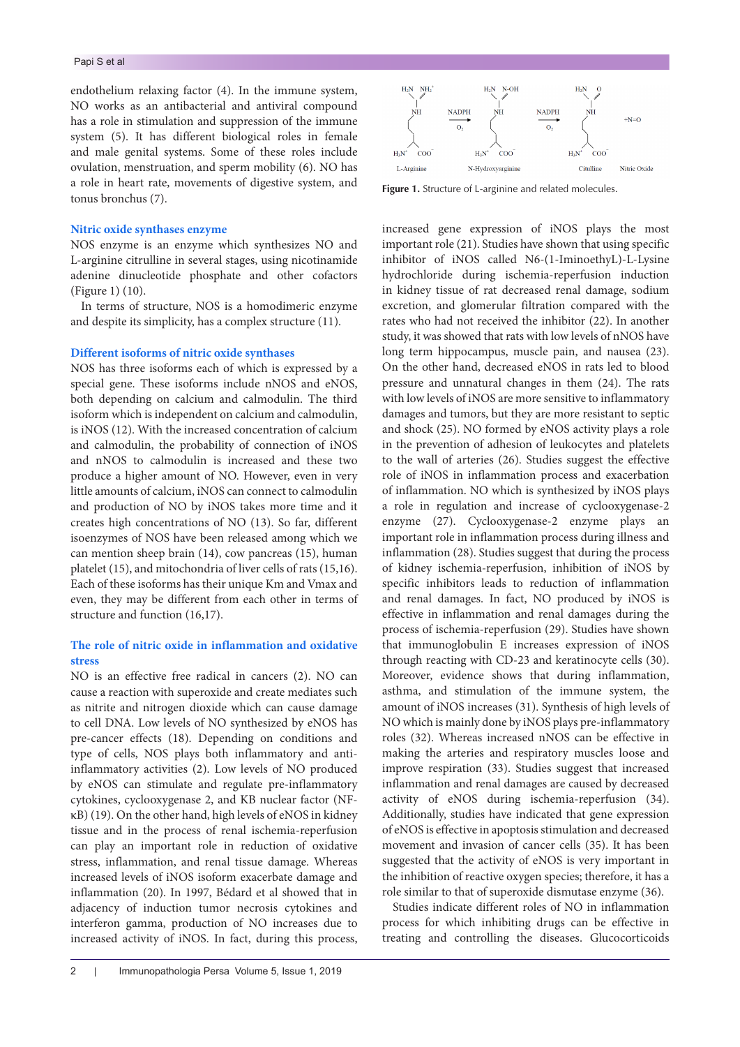endothelium relaxing factor (4). In the immune system, NO works as an antibacterial and antiviral compound has a role in stimulation and suppression of the immune system (5). It has different biological roles in female and male genital systems. Some of these roles include ovulation, menstruation, and sperm mobility (6). NO has a role in heart rate, movements of digestive system, and tonus bronchus (7).

### Nitric oxide synthases enzyme

NOS enzyme is an enzyme which synthesizes NO and L-arginine citrulline in several stages, using nicotinamide adenine dinucleotide phosphate and other cofactors (Figure 1) (10).

In terms of structure, NOS is a homodimeric enzyme and despite its simplicity, has a complex structure (11).

### Different isoforms of nitric oxide synthases

NOS has three isoforms each of which is expressed by a special gene. These isoforms include nNOS and eNOS, both depending on calcium and calmodulin. The third isoform which is independent on calcium and calmodulin, is iNOS (12). With the increased concentration of calcium and calmodulin, the probability of connection of iNOS and nNOS to calmodulin is increased and these two produce a higher amount of NO. However, even in very little amounts of calcium, iNOS can connect to calmodulin and production of NO by iNOS takes more time and it creates high concentrations of NO (13). So far, different isoenzymes of NOS have been released among which we can mention sheep brain (14), cow pancreas (15), human platelet (15), and mitochondria of liver cells of rats (15,16). Each of these isoforms has their unique Km and Vmax and even, they may be different from each other in terms of structure and function (16,17).

### The role of nitric oxide in inflammation and oxidative stress

NO is an effective free radical in cancers (2). NO can cause a reaction with superoxide and create mediates such as nitrite and nitrogen dioxide which can cause damage to cell DNA. Low levels of NO synthesized by eNOS has pre-cancer effects (18). Depending on conditions and type of cells, NOS plays both inflammatory and anti-inflammatory activities (2). Low levels of NO produced by eNOS can stimulate and regulate pre-inflammatory cytokines, cyclooxygenase 2, and KB nuclear factor (NF-κB) (19). On the other hand, high levels of eNOS in kidney tissue and in the process of renal ischemia-reperfusion can play an important role in reduction of oxidative stress, inflammation, and renal tissue damage. Whereas increased levels of iNOS isoform exacerbate damage and inflammation (20). In 1997, Bédard et al showed that in adjacency of induction tumor necrosis cytokines and interferon gamma, production of NO increases due to increased activity of iNOS. In fact, during this process, increased gene expression of iNOS plays the most important role (21). Studies have shown that using specific inhibitor of iNOS called N6-(1-IminoethyL)-L-Lysine hydrochloride during ischemia-reperfusion induction in kidney tissue of rat decreased renal damage, sodium excretion, and glomerular filtration compared with the rates who had not received the inhibitor (22). In another study, it was showed that rats with low levels of nNOS have long term hippocampus, muscle pain, and nausea (23). On the other hand, decreased eNOS in rats led to blood pressure and unnatural changes in them (24). The rats with low levels of iNOS are more sensitive to inflammatory damages and tumors, but they are more resistant to septic and shock (25). NO formed by eNOS activity plays a role in the prevention of adhesion of leukocytes and platelets to the wall of arteries (26). Studies suggest the effective role of iNOS in inflammation process and exacerbation of inflammation. NO which is synthesized by iNOS plays a role in regulation and increase of cyclooxygenase-2 enzyme (27). Cyclooxygenase-2 enzyme plays an important role in inflammation process during illness and inflammation (28). Studies suggest that during the process of kidney ischemia-reperfusion, inhibition of iNOS by specific inhibitors leads to reduction of inflammation and renal damages. In fact, NO produced by iNOS is effective in inflammation and renal damages during the process of ischemia-reperfusion (29). Studies have shown that immunoglobulin E increases expression of iNOS through reacting with CD-23 and keratinocyte cells (30). Moreover, evidence shows that during inflammation, asthma, and stimulation of the immune system, the amount of iNOS increases (31). Synthesis of high levels of NO which is mainly done by iNOS plays pre-inflammatory roles (32). Whereas increased nNOS can be effective in making the arteries and respiratory muscles loose and improve respiration (33). Studies suggest that increased inflammation and renal damages are caused by decreased activity of eNOS during ischemia-reperfusion (34). Additionally, studies have indicated that gene expression of eNOS is effective in apoptosis stimulation and decreased movement and invasion of cancer cells (35). It has been suggested that the activity of eNOS is very important in the inhibition of reactive oxygen species; therefore, it has a role similar to that of superoxide dismutase enzyme (36).

Studies indicate different roles of NO in inflammation process for which inhibiting drugs can be effective in treating and controlling the diseases. Glucocorticoids

**Figure 1.** Structure of L-arginine and related molecules.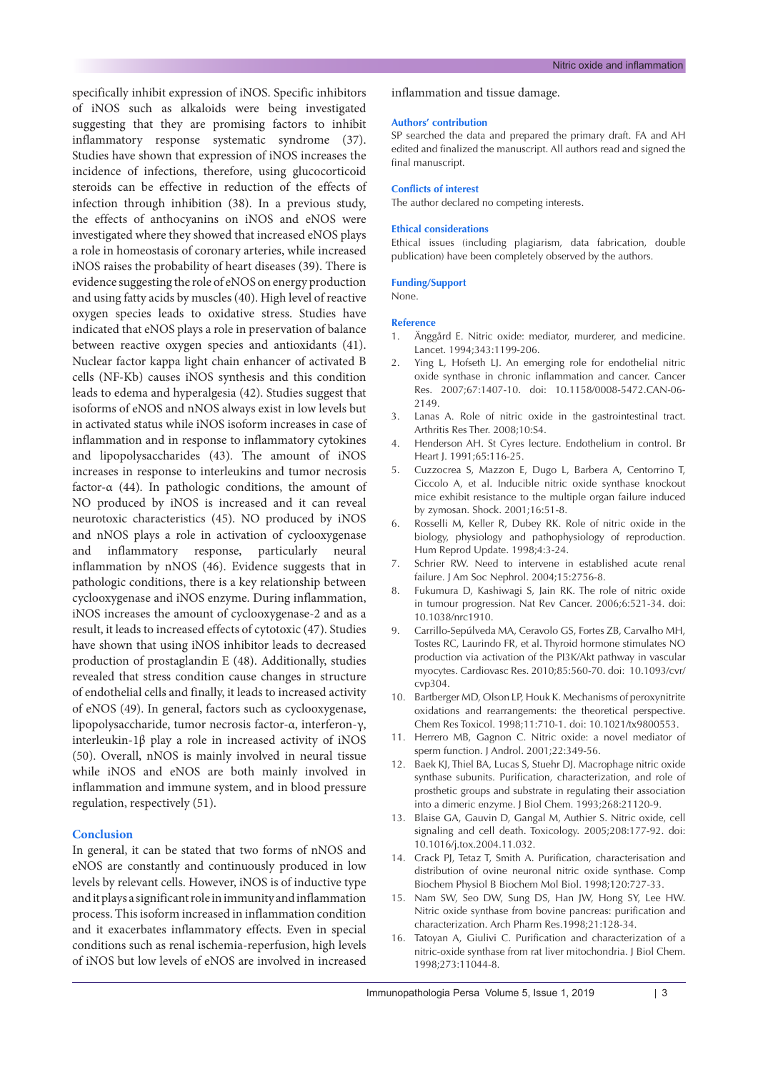specifically inhibit expression of iNOS. Specific inhibitors of iNOS such as alkaloids were being investigated suggesting that they are promising factors to inhibit inflammatory response systematic syndrome (37). Studies have shown that expression of iNOS increases the incidence of infections, therefore, using glucocorticoid steroids can be effective in reduction of the effects of infection through inhibition (38). In a previous study, the effects of anthocyanins on iNOS and eNOS were investigated where they showed that increased eNOS plays a role in homeostasis of coronary arteries, while increased iNOS raises the probability of heart diseases (39). There is evidence suggesting the role of eNOS on energy production and using fatty acids by muscles (40). High level of reactive oxygen species leads to oxidative stress. Studies have indicated that eNOS plays a role in preservation of balance between reactive oxygen species and antioxidants (41). Nuclear factor kappa light chain enhancer of activated B cells (NF-Kb) causes iNOS synthesis and this condition leads to edema and hyperalgesia (42). Studies suggest that isoforms of eNOS and nNOS always exist in low levels but in activated status while iNOS isoform increases in case of inflammation and in response to inflammatory cytokines and lipopolysaccharides (43). The amount of iNOS increases in response to interleukins and tumor necrosis factor-α (44). In pathologic conditions, the amount of NO produced by iNOS is increased and it can reveal neurotoxic characteristics (45). NO produced by iNOS and nNOS plays a role in activation of cyclooxygenase and inflammatory response, particularly neural inflammation by nNOS (46). Evidence suggests that in pathologic conditions, there is a key relationship between cyclooxygenase and iNOS enzyme. During inflammation, iNOS increases the amount of cyclooxygenase-2 and as a result, it leads to increased effects of cytotoxic (47). Studies have shown that using iNOS inhibitor leads to decreased production of prostaglandin E (48). Additionally, studies revealed that stress condition cause changes in structure of endothelial cells and finally, it leads to increased activity of eNOS (49). In general, factors such as cyclooxygenase, lipopolysaccharide, tumor necrosis factor-α, interferon-γ, interleukin-1β play a role in increased activity of iNOS (50). Overall, nNOS is mainly involved in neural tissue while iNOS and eNOS are both mainly involved in inflammation and immune system, and in blood pressure regulation, respectively (51).

## Conclusion

In general, it can be stated that two forms of nNOS and eNOS are constantly and continuously produced in low levels by relevant cells. However, iNOS is of inductive type and it plays a significant role in immunity and inflammation process. This isoform increased in inflammation condition and it exacerbates inflammatory effects. Even in special conditions such as renal ischemia-reperfusion, high levels of iNOS but low levels of eNOS are involved in increased inflammation and tissue damage.

### Authors' contribution

SP searched the data and prepared the primary draft. FA and AH edited and finalized the manuscript. All authors read and signed the final manuscript.

### Conflicts of interest

The author declared no competing interests.

### Ethical considerations

Ethical issues (including plagiarism, data fabrication, double publication) have been completely observed by the authors.

### Funding/Support

None.

### Reference

1. Änggård E. Nitric oxide: mediator, murderer, and medicine. Lancet. 1994;343:1199-206.
2. Ying L, Hofseth LJ. An emerging role for endothelial nitric oxide synthase in chronic inflammation and cancer. Cancer Res. 2007;67:1407-10. doi: 10.1158/0008-5472.CAN-06-2149.
3. Lanas A. Role of nitric oxide in the gastrointestinal tract. Arthritis Res Ther. 2008;10:S4.
4. Henderson AH. St Cyres lecture. Endothelium in control. Br Heart J. 1991;65:116-25.
5. Cuzzocrea S, Mazzon E, Dugo L, Barbera A, Centorrino T, Ciccolo A, et al. Inducible nitric oxide synthase knockout mice exhibit resistance to the multiple organ failure induced by zymosan. Shock. 2001;16:51-8.
6. Rosselli M, Keller R, Dubey RK. Role of nitric oxide in the biology, physiology and pathophysiology of reproduction. Hum Reprod Update. 1998;4:3-24.
7. Schrier RW. Need to intervene in established acute renal failure. J Am Soc Nephrol. 2004;15:2756-8.
8. Fukumura D, Kashiwagi S, Jain RK. The role of nitric oxide in tumour progression. Nat Rev Cancer. 2006;6:521-34. doi: 10.1038/nrc1910.
9. Carrillo-Sepúlveda MA, Ceravolo GS, Fortes ZB, Carvalho MH, Tostes RC, Laurindo FR, et al. Thyroid hormone stimulates NO production via activation of the PI3K/Akt pathway in vascular myocytes. Cardiovasc Res. 2010;85:560-70. doi: 10.1093/cvr/cvp304.
10. Bartberger MD, Olson LP, Houk K. Mechanisms of peroxynitrite oxidations and rearrangements: the theoretical perspective. Chem Res Toxicol. 1998;11:710-1. doi: 10.1021/tx9800553.
11. Herrero MB, Gagnon C. Nitric oxide: a novel mediator of sperm function. J Androl. 2001;22:349-56.
12. Baek KJ, Thiel BA, Lucas S, Stuehr DJ. Macrophage nitric oxide synthase subunits. Purification, characterization, and role of prosthetic groups and substrate in regulating their association into a dimeric enzyme. J Biol Chem. 1993;268:21120-9.
13. Blaise GA, Gauvin D, Gangal M, Authier S. Nitric oxide, cell signaling and cell death. Toxicology. 2005;208:177-92. doi: 10.1016/j.tox.2004.11.032.
14. Crack PJ, Tetaz T, Smith A. Purification, characterisation and distribution of ovine neuronal nitric oxide synthase. Comp Biochem Physiol B Biochem Mol Biol. 1998;120:727-33.
15. Nam SW, Seo DW, Sung DS, Han JW, Hong SY, Lee HW. Nitric oxide synthase from bovine pancreas: purification and characterization. Arch Pharm Res.1998;21:128-34.
16. Tatoyan A, Giulivi C. Purification and characterization of a nitric-oxide synthase from rat liver mitochondria. J Biol Chem. 1998;273:11044-8.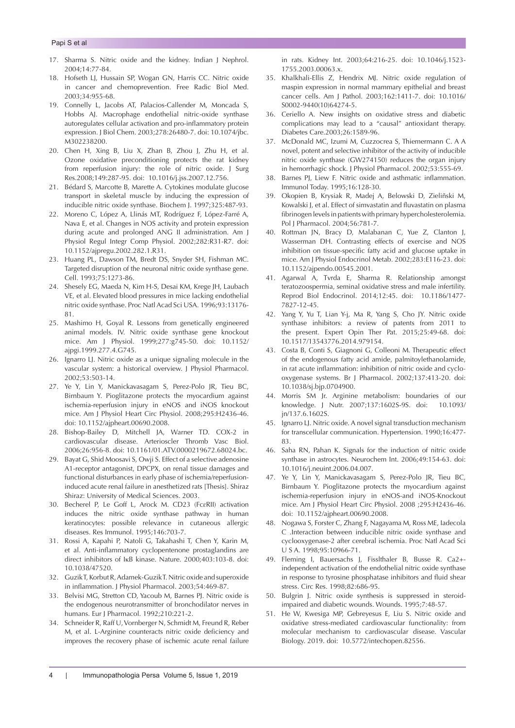17. Sharma S. Nitric oxide and the kidney. Indian J Nephrol. 2004;14:77-84.
18. Hofseth LJ, Hussain SP, Wogan GN, Harris CC. Nitric oxide in cancer and chemoprevention. Free Radic Biol Med. 2003;34:955-68.
19. Connelly L, Jacobs AT, Palacios-Callender M, Moncada S, Hobbs AJ. Macrophage endothelial nitric-oxide synthase autoregulates cellular activation and pro-inflammatory protein expression. J Biol Chem. 2003;278:26480-7. doi: 10.1074/jbc. M302238200.
20. Chen H, Xing B, Liu X, Zhan B, Zhou J, Zhu H, et al. Ozone oxidative preconditioning protects the rat kidney from reperfusion injury: the role of nitric oxide. J Surg Res.2008;149:287-95. doi: 10.1016/j.jss.2007.12.756.
21. Bédard S, Marcotte B, Marette A. Cytokines modulate glucose transport in skeletal muscle by inducing the expression of inducible nitric oxide synthase. Biochem J. 1997;325:487-93.
22. Moreno C, López A, Llinás MT, Rodríguez F, López-Farré A, Nava E, et al. Changes in NOS activity and protein expression during acute and prolonged ANG II administration. Am J Physiol Regul Integr Comp Physiol. 2002;282:R31-R7. doi: 10.1152/ajpregu.2002.282.1.R31.
23. Huang PL, Dawson TM, Bredt DS, Snyder SH, Fishman MC. Targeted disruption of the neuronal nitric oxide synthase gene. Cell. 1993;75:1273-86.
24. Shesely EG, Maeda N, Kim H-S, Desai KM, Krege JH, Laubach VE, et al. Elevated blood pressures in mice lacking endothelial nitric oxide synthase. Proc Natl Acad Sci USA. 1996;93:13176-81.
25. Mashimo H, Goyal R. Lessons from genetically engineered animal models. IV. Nitric oxide synthase gene knockout mice. Am J Physiol. 1999;277:g745-50. doi: 10.1152/ajpgi.1999.277.4.G745.
26. Ignarro LJ. Nitric oxide as a unique signaling molecule in the vascular system: a historical overview. J Physiol Pharmacol. 2002;53:503-14.
27. Ye Y, Lin Y, Manickavasagam S, Perez-Polo JR, Tieu BC, Birnbaum Y. Pioglitazone protects the myocardium against ischemia-reperfusion injury in eNOS and iNOS knockout mice. Am J Physiol Heart Circ Physiol. 2008;295:H2436-46. doi: 10.1152/ajpheart.00690.2008.
28. Bishop-Bailey D, Mitchell JA, Warner TD. COX-2 in cardiovascular disease. Arterioscler Thromb Vasc Biol. 2006;26:956-8. doi: 10.1161/01.ATV.0000219672.68024.bc.
29. Bayat G, Shid Moosavi S, Owji S. Effect of a selective adenosine A1-receptor antagonist, DPCPX, on renal tissue damages and functional disturbances in early phase of ischemia/reperfusion-induced acute renal failure in anesthetized rats [Thesis]. Shiraz Shiraz: University of Medical Sciences. 2003.
30. Becherel P, Le Goff L, Arock M. CD23 (FcεRII) activation induces the nitric oxide synthase pathway in human keratinocytes: possible relevance in cutaneous allergic diseases. Res Immunol. 1995;146:703-7.
31. Rossi A, Kapahi P, Natoli G, Takahashi T, Chen Y, Karin M, et al. Anti-inflammatory cyclopentenone prostaglandins are direct inhibitors of IκB kinase. Nature. 2000;403:103-8. doi: 10.1038/47520.
32. Guzik T, Korbut R, Adamek-Guzik T. Nitric oxide and superoxide in inflammation. J Physiol Pharmacol. 2003;54:469-87.
33. Belvisi MG, Stretton CD, Yacoub M, Barnes PJ. Nitric oxide is the endogenous neurotransmitter of bronchodilator nerves in humans. Eur J Pharmacol. 1992;210:221-2.
34. Schneider R, Raff U, Vornberger N, Schmidt M, Freund R, Reber M, et al. L-Arginine counteracts nitric oxide deficiency and improves the recovery phase of ischemic acute renal failure in rats. Kidney Int. 2003;64:216-25. doi: 10.1046/j.1523-1755.2003.00063.x.
35. Khalkhali-Ellis Z, Hendrix MJ. Nitric oxide regulation of maspin expression in normal mammary epithelial and breast cancer cells. Am J Pathol. 2003;162:1411-7. doi: 10.1016/S0002-9440(10)64274-5.
36. Ceriello A. New insights on oxidative stress and diabetic complications may lead to a "causal" antioxidant therapy. Diabetes Care.2003;26:1589-96.
37. McDonald MC, Izumi M, Cuzzocrea S, Thiemermann C. A A novel, potent and selective inhibitor of the activity of inducible nitric oxide synthase (GW274150) reduces the organ injury in hemorrhagic shock. J Physiol Pharmacol. 2002;53:555-69.
38. Barnes PJ, Liew F. Nitric oxide and asthmatic inflammation. Immunol Today. 1995;16:128-30.
39. Okopien B, Krysiak R, Madej A, Belowski D, Zieliñski M, Kowalski J, et al. Effect of simvastatin and fluvastatin on plasma fibrinogen levels in patients with primary hypercholesterolemia. Pol J Pharmacol. 2004;56:781-7.
40. Rottman JN, Bracy D, Malabanan C, Yue Z, Clanton J, Wasserman DH. Contrasting effects of exercise and NOS inhibition on tissue-specific fatty acid and glucose uptake in mice. Am J Physiol Endocrinol Metab. 2002;283:E116-23. doi: 10.1152/ajpendo.00545.2001.
41. Agarwal A, Tvrda E, Sharma R. Relationship amongst teratozoospermia, seminal oxidative stress and male infertility. Reprod Biol Endocrinol. 2014;12:45. doi: 10.1186/1477-7827-12-45.
42. Yang Y, Yu T, Lian Y-j, Ma R, Yang S, Cho JY. Nitric oxide synthase inhibitors: a review of patents from 2011 to the present. Expert Opin Ther Pat. 2015;25:49-68. doi: 10.1517/13543776.2014.979154.
43. Costa B, Conti S, Giagnoni G, Colleoni M. Therapeutic effect of the endogenous fatty acid amide, palmitoylethanolamide, in rat acute inflammation: inhibition of nitric oxide and cyclo-oxygenase systems. Br J Pharmacol. 2002;137:413-20. doi: 10.1038/sj.bjp.0704900.
44. Morris SM Jr. Arginine metabolism: boundaries of our knowledge. J Nutr. 2007;137:1602S-9S. doi: 10.1093/jn/137.6.1602S.
45. Ignarro LJ. Nitric oxide. A novel signal transduction mechanism for transcellular communication. Hypertension. 1990;16:477-83.
46. Saha RN, Pahan K. Signals for the induction of nitric oxide synthase in astrocytes. Neurochem Int. 2006;49:154-63. doi: 10.1016/j.neuint.2006.04.007.
47. Ye Y, Lin Y, Manickavasagam S, Perez-Polo JR, Tieu BC, Birnbaum Y. Pioglitazone protects the myocardium against ischemia-reperfusion injury in eNOS-and iNOS-Knockout mice. Am J Physiol Heart Circ Physiol. 2008 ;295:H2436-46. doi: 10.1152/ajpheart.00690.2008.
48. Nogawa S, Forster C, Zhang F, Nagayama M, Ross ME, Iadecola C .Interaction between inducible nitric oxide synthase and cyclooxygenase-2 after cerebral ischemia. Proc Natl Acad Sci U S A. 1998;95:10966-71.
49. Fleming I, Bauersachs J, Fisslthaler B, Busse R. Ca2+-independent activation of the endothelial nitric oxide synthase in response to tyrosine phosphatase inhibitors and fluid shear stress. Circ Res. 1998;82:686-95.
50. Bulgrin J. Nitric oxide synthesis is suppressed in steroid-impaired and diabetic wounds. Wounds. 1995;7:48-57.
51. He W, Kwesiga MP, Gebreyesus E, Liu S. Nitric oxide and oxidative stress-mediated cardiovascular functionality: from molecular mechanism to cardiovascular disease. Vascular Biology. 2019. doi: 10.5772/intechopen.82556.